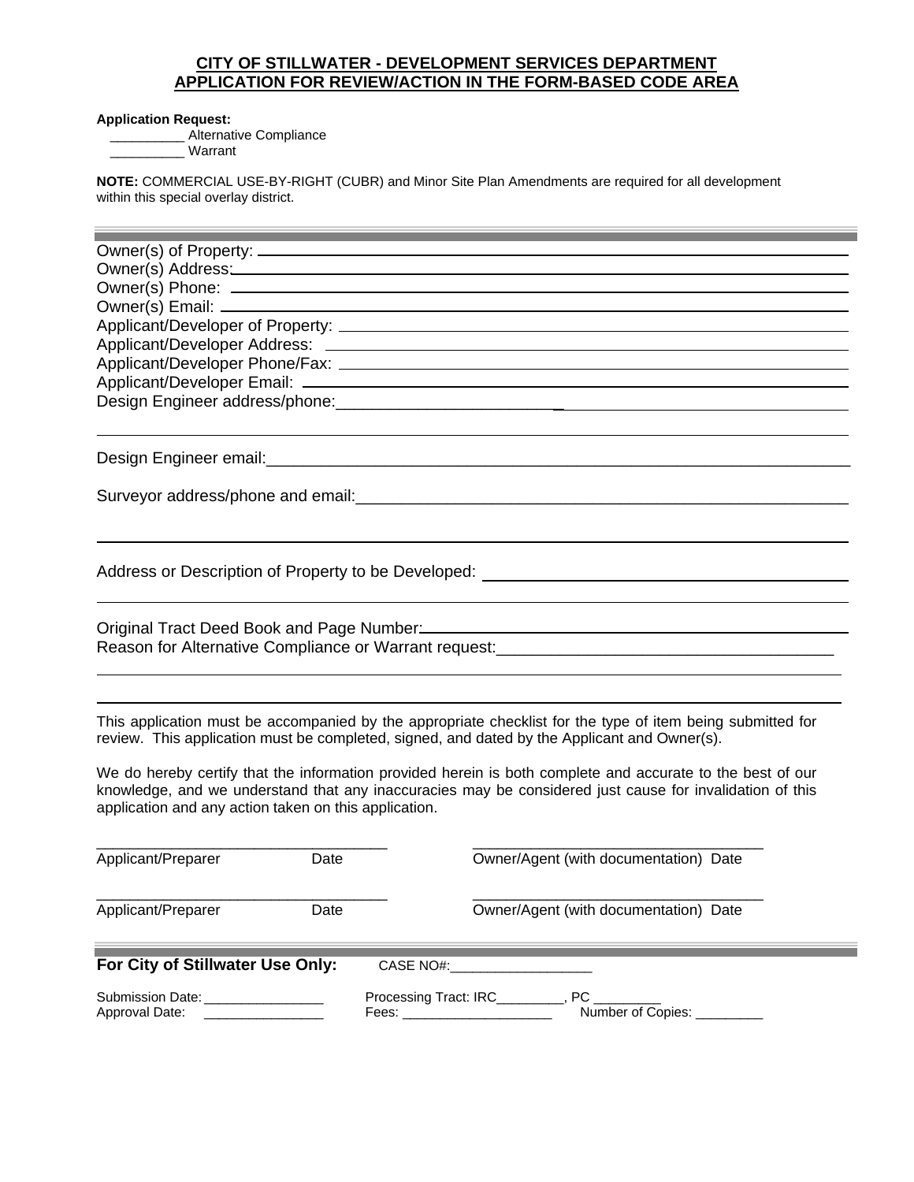## CITY OF STILLWATER - DEVELOPMENT SERVICES DEPARTMENT
## APPLICATION FOR REVIEW/ACTION IN THE FORM-BASED CODE AREA

**Application Request:**

__________ Alternative Compliance
__________ Warrant

**NOTE:** COMMERCIAL USE-BY-RIGHT (CUBR) and Minor Site Plan Amendments are required for all development within this special overlay district.

---

Owner(s) of Property: ______________________________
Owner(s) Address: ______________________________
Owner(s) Phone: ______________________________
Owner(s) Email: ______________________________
Applicant/Developer of Property: ______________________________
Applicant/Developer Address: ______________________________
Applicant/Developer Phone/Fax: ______________________________
Applicant/Developer Email: ______________________________
Design Engineer address/phone: ______________________________

______________________________

Design Engineer email: ______________________________

Surveyor address/phone and email: ______________________________

______________________________

Address or Description of Property to be Developed: ______________________________

______________________________

Original Tract Deed Book and Page Number: ______________________________
Reason for Alternative Compliance or Warrant request: ______________________________

______________________________

______________________________

This application must be accompanied by the appropriate checklist for the type of item being submitted for review. This application must be completed, signed, and dated by the Applicant and Owner(s).

We do hereby certify that the information provided herein is both complete and accurate to the best of our knowledge, and we understand that any inaccuracies may be considered just cause for invalidation of this application and any action taken on this application.

___________________________________ ___________________________________
Applicant/Preparer Date Owner/Agent (with documentation) Date

___________________________________ ___________________________________
Applicant/Preparer Date Owner/Agent (with documentation) Date

---

**For City of Stillwater Use Only:** CASE NO#:__________________

Submission Date: ________________ Processing Tract: IRC_________, PC _________
Approval Date: ________________ Fees: ____________________ Number of Copies: _________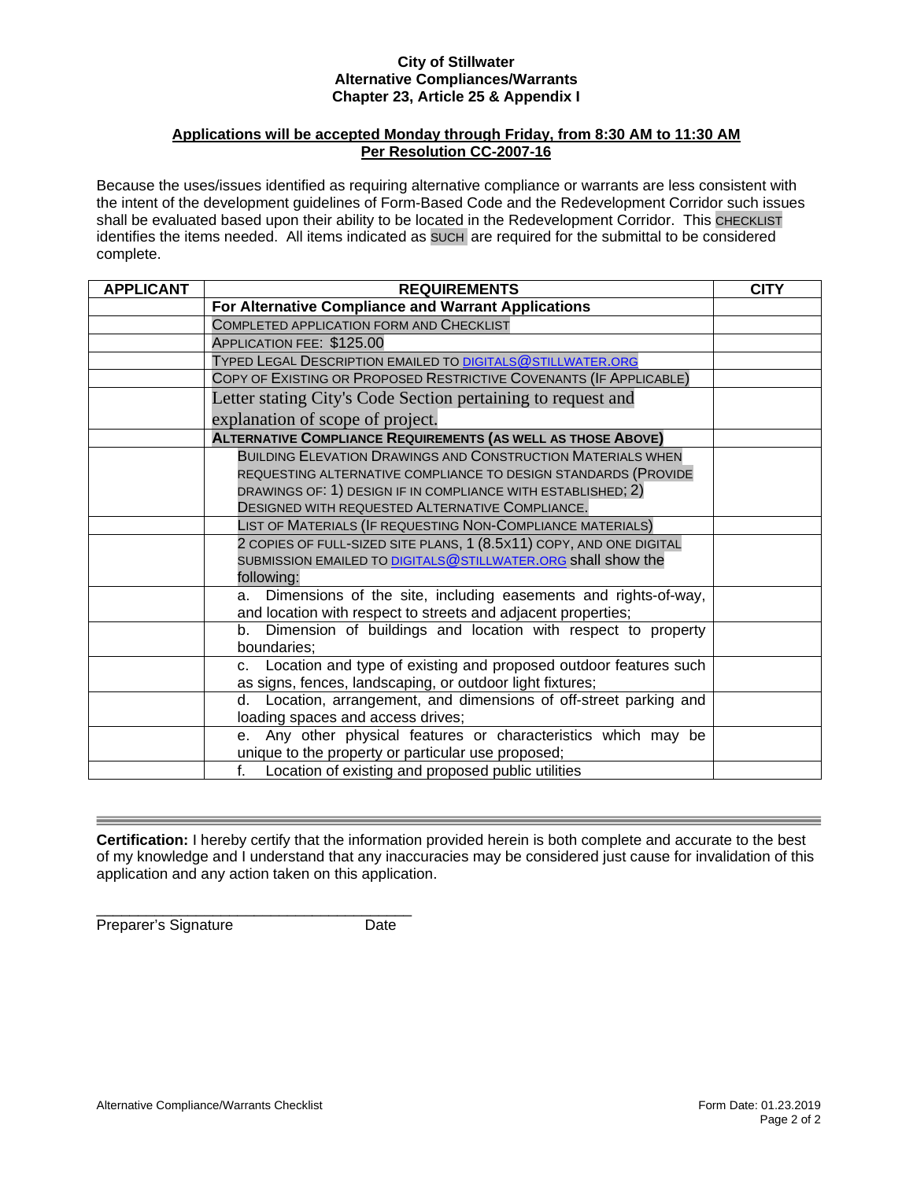**City of Stillwater**
**Alternative Compliances/Warrants**
**Chapter 23, Article 25 & Appendix I**

**Applications will be accepted Monday through Friday, from 8:30 AM to 11:30 AM**
**Per Resolution CC-2007-16**

Because the uses/issues identified as requiring alternative compliance or warrants are less consistent with the intent of the development guidelines of Form-Based Code and the Redevelopment Corridor such issues shall be evaluated based upon their ability to be located in the Redevelopment Corridor. This CHECKLIST identifies the items needed. All items indicated as SUCH are required for the submittal to be considered complete.

| APPLICANT | REQUIREMENTS | CITY |
|---|---|---|
| | **For Alternative Compliance and Warrant Applications** | |
| | COMPLETED APPLICATION FORM AND CHECKLIST | |
| | APPLICATION FEE: $125.00 | |
| | TYPED LEGAL DESCRIPTION EMAILED TO DIGITALS@STILLWATER.ORG | |
| | COPY OF EXISTING OR PROPOSED RESTRICTIVE COVENANTS (IF APPLICABLE) | |
| | Letter stating City's Code Section pertaining to request and explanation of scope of project. | |
| | **ALTERNATIVE COMPLIANCE REQUIREMENTS (AS WELL AS THOSE ABOVE)** | |
| | BUILDING ELEVATION DRAWINGS AND CONSTRUCTION MATERIALS WHEN REQUESTING ALTERNATIVE COMPLIANCE TO DESIGN STANDARDS (PROVIDE DRAWINGS OF: 1) DESIGN IF IN COMPLIANCE WITH ESTABLISHED; 2) DESIGNED WITH REQUESTED ALTERNATIVE COMPLIANCE. | |
| | LIST OF MATERIALS (IF REQUESTING NON-COMPLIANCE MATERIALS) | |
| | 2 COPIES OF FULL-SIZED SITE PLANS, 1 (8.5X11) COPY, AND ONE DIGITAL SUBMISSION EMAILED TO DIGITALS@STILLWATER.ORG shall show the following: | |
| | a. Dimensions of the site, including easements and rights-of-way, and location with respect to streets and adjacent properties; | |
| | b. Dimension of buildings and location with respect to property boundaries; | |
| | c. Location and type of existing and proposed outdoor features such as signs, fences, landscaping, or outdoor light fixtures; | |
| | d. Location, arrangement, and dimensions of off-street parking and loading spaces and access drives; | |
| | e. Any other physical features or characteristics which may be unique to the property or particular use proposed; | |
| | f. Location of existing and proposed public utilities | |

---

**Certification:** I hereby certify that the information provided herein is both complete and accurate to the best of my knowledge and I understand that any inaccuracies may be considered just cause for invalidation of this application and any action taken on this application.

\_\_\_\_\_\_\_\_\_\_\_\_\_\_\_\_\_\_\_\_\_\_\_\_\_\_\_\_\_\_\_\_\_\_\_\_\_\_\_\_
Preparer's Signature Date

Alternative Compliance/Warrants Checklist — Form Date: 01.23.2019